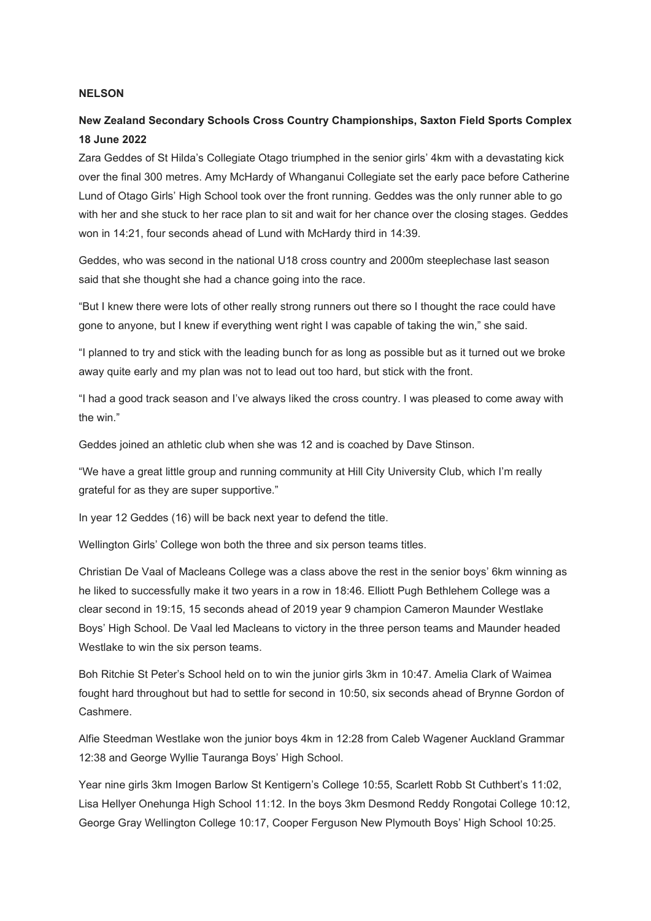**NELSON**

**New Zealand Secondary Schools Cross Country Championships, Saxton Field Sports Complex 18 June 2022**

Zara Geddes of St Hilda's Collegiate Otago triumphed in the senior girls' 4km with a devastating kick over the final 300 metres. Amy McHardy of Whanganui Collegiate set the early pace before Catherine Lund of Otago Girls' High School took over the front running. Geddes was the only runner able to go with her and she stuck to her race plan to sit and wait for her chance over the closing stages. Geddes won in 14:21, four seconds ahead of Lund with McHardy third in 14:39.

Geddes, who was second in the national U18 cross country and 2000m steeplechase last season said that she thought she had a chance going into the race.

"But I knew there were lots of other really strong runners out there so I thought the race could have gone to anyone, but I knew if everything went right I was capable of taking the win," she said.

"I planned to try and stick with the leading bunch for as long as possible but as it turned out we broke away quite early and my plan was not to lead out too hard, but stick with the front.

"I had a good track season and I've always liked the cross country. I was pleased to come away with the win."

Geddes joined an athletic club when she was 12 and is coached by Dave Stinson.

"We have a great little group and running community at Hill City University Club, which I'm really grateful for as they are super supportive."

In year 12 Geddes (16) will be back next year to defend the title.

Wellington Girls' College won both the three and six person teams titles.

Christian De Vaal of Macleans College was a class above the rest in the senior boys' 6km winning as he liked to successfully make it two years in a row in 18:46. Elliott Pugh Bethlehem College was a clear second in 19:15, 15 seconds ahead of 2019 year 9 champion Cameron Maunder Westlake Boys' High School. De Vaal led Macleans to victory in the three person teams and Maunder headed Westlake to win the six person teams.

Boh Ritchie St Peter's School held on to win the junior girls 3km in 10:47. Amelia Clark of Waimea fought hard throughout but had to settle for second in 10:50, six seconds ahead of Brynne Gordon of Cashmere.

Alfie Steedman Westlake won the junior boys 4km in 12:28 from Caleb Wagener Auckland Grammar 12:38 and George Wyllie Tauranga Boys' High School.

Year nine girls 3km Imogen Barlow St Kentigern's College 10:55, Scarlett Robb St Cuthbert's 11:02, Lisa Hellyer Onehunga High School 11:12. In the boys 3km Desmond Reddy Rongotai College 10:12, George Gray Wellington College 10:17, Cooper Ferguson New Plymouth Boys' High School 10:25.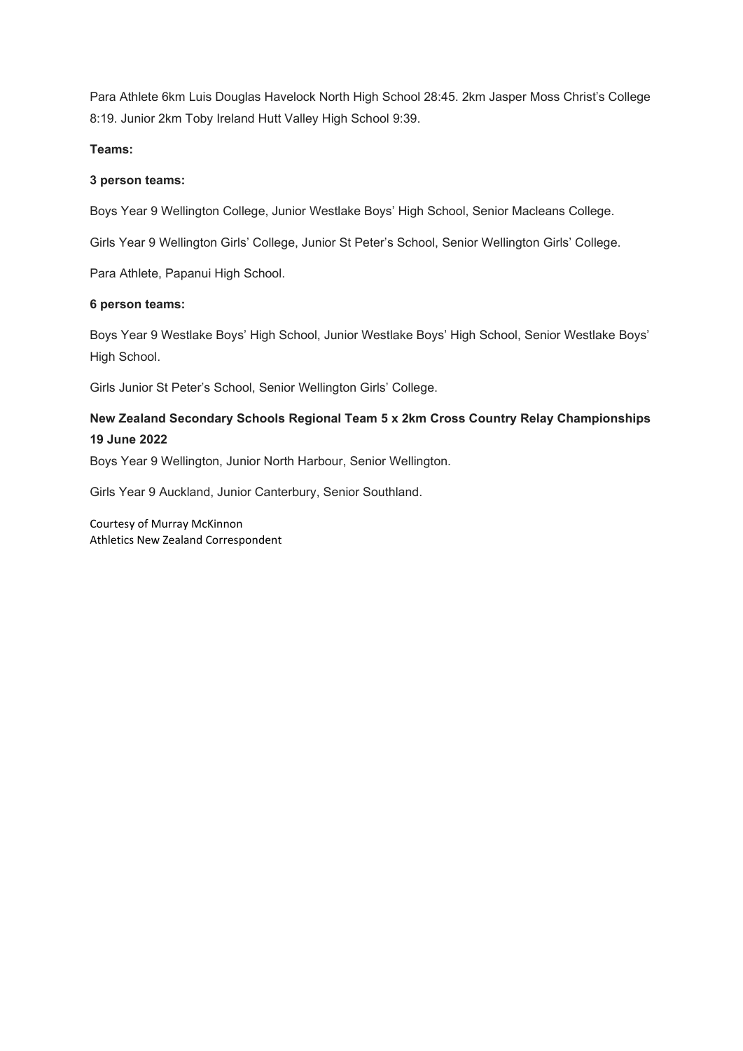Para Athlete 6km Luis Douglas Havelock North High School 28:45. 2km Jasper Moss Christ's College 8:19. Junior 2km Toby Ireland Hutt Valley High School 9:39.

**Teams:**

**3 person teams:**

Boys Year 9 Wellington College, Junior Westlake Boys' High School, Senior Macleans College.

Girls Year 9 Wellington Girls' College, Junior St Peter's School, Senior Wellington Girls' College.

Para Athlete, Papanui High School.

**6 person teams:**

Boys Year 9 Westlake Boys' High School, Junior Westlake Boys' High School, Senior Westlake Boys' High School.

Girls Junior St Peter's School, Senior Wellington Girls' College.

**New Zealand Secondary Schools Regional Team 5 x 2km Cross Country Relay Championships 19 June 2022**

Boys Year 9 Wellington, Junior North Harbour, Senior Wellington.

Girls Year 9 Auckland, Junior Canterbury, Senior Southland.

Courtesy of Murray McKinnon
Athletics New Zealand Correspondent